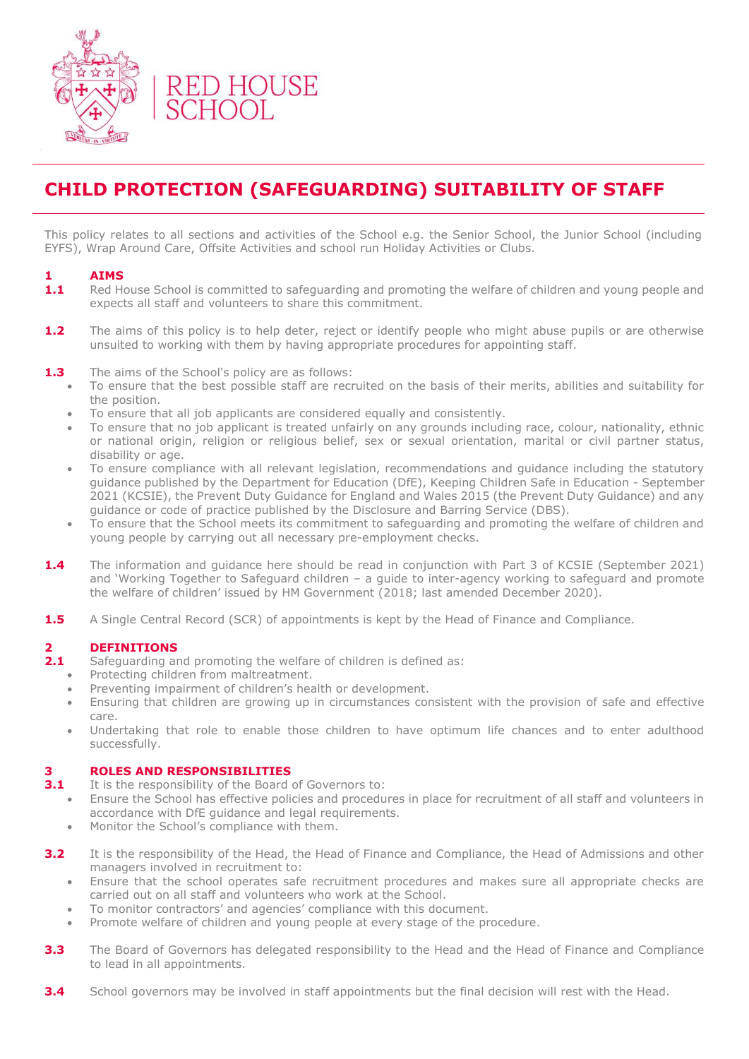RED HOUSE SCHOOL

# CHILD PROTECTION (SAFEGUARDING) SUITABILITY OF STAFF

This policy relates to all sections and activities of the School e.g. the Senior School, the Junior School (including EYFS), Wrap Around Care, Offsite Activities and school run Holiday Activities or Clubs.

## 1 AIMS

**1.1** Red House School is committed to safeguarding and promoting the welfare of children and young people and expects all staff and volunteers to share this commitment.

**1.2** The aims of this policy is to help deter, reject or identify people who might abuse pupils or are otherwise unsuited to working with them by having appropriate procedures for appointing staff.

**1.3** The aims of the School's policy are as follows:

- To ensure that the best possible staff are recruited on the basis of their merits, abilities and suitability for the position.
- To ensure that all job applicants are considered equally and consistently.
- To ensure that no job applicant is treated unfairly on any grounds including race, colour, nationality, ethnic or national origin, religion or religious belief, sex or sexual orientation, marital or civil partner status, disability or age.
- To ensure compliance with all relevant legislation, recommendations and guidance including the statutory guidance published by the Department for Education (DfE), Keeping Children Safe in Education - September 2021 (KCSIE), the Prevent Duty Guidance for England and Wales 2015 (the Prevent Duty Guidance) and any guidance or code of practice published by the Disclosure and Barring Service (DBS).
- To ensure that the School meets its commitment to safeguarding and promoting the welfare of children and young people by carrying out all necessary pre-employment checks.

**1.4** The information and guidance here should be read in conjunction with Part 3 of KCSIE (September 2021) and 'Working Together to Safeguard children – a guide to inter-agency working to safeguard and promote the welfare of children' issued by HM Government (2018; last amended December 2020).

**1.5** A Single Central Record (SCR) of appointments is kept by the Head of Finance and Compliance.

## 2 DEFINITIONS

**2.1** Safeguarding and promoting the welfare of children is defined as:

- Protecting children from maltreatment.
- Preventing impairment of children's health or development.
- Ensuring that children are growing up in circumstances consistent with the provision of safe and effective care.
- Undertaking that role to enable those children to have optimum life chances and to enter adulthood successfully.

## 3 ROLES AND RESPONSIBILITIES

**3.1** It is the responsibility of the Board of Governors to:

- Ensure the School has effective policies and procedures in place for recruitment of all staff and volunteers in accordance with DfE guidance and legal requirements.
- Monitor the School's compliance with them.

**3.2** It is the responsibility of the Head, the Head of Finance and Compliance, the Head of Admissions and other managers involved in recruitment to:

- Ensure that the school operates safe recruitment procedures and makes sure all appropriate checks are carried out on all staff and volunteers who work at the School.
- To monitor contractors' and agencies' compliance with this document.
- Promote welfare of children and young people at every stage of the procedure.

**3.3** The Board of Governors has delegated responsibility to the Head and the Head of Finance and Compliance to lead in all appointments.

**3.4** School governors may be involved in staff appointments but the final decision will rest with the Head.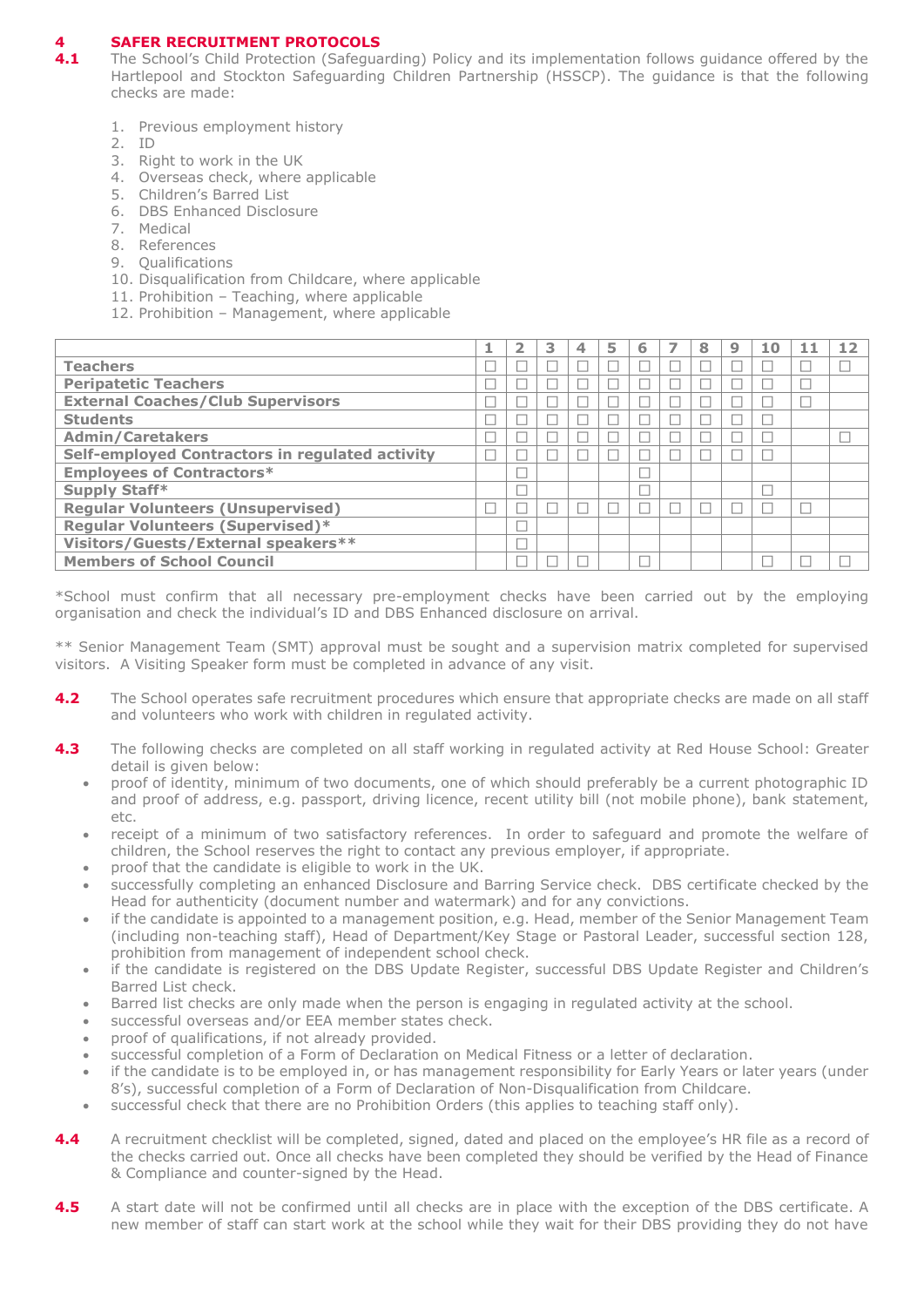# 4 SAFER RECRUITMENT PROTOCOLS

**4.1** The School's Child Protection (Safeguarding) Policy and its implementation follows guidance offered by the Hartlepool and Stockton Safeguarding Children Partnership (HSSCP). The guidance is that the following checks are made:

1. Previous employment history
2. ID
3. Right to work in the UK
4. Overseas check, where applicable
5. Children's Barred List
6. DBS Enhanced Disclosure
7. Medical
8. References
9. Qualifications
10. Disqualification from Childcare, where applicable
11. Prohibition – Teaching, where applicable
12. Prohibition – Management, where applicable

| | 1 | 2 | 3 | 4 | 5 | 6 | 7 | 8 | 9 | 10 | 11 | 12 |
|---|---|---|---|---|---|---|---|---|---|---|---|---|
| **Teachers** | ☐ | ☐ | ☐ | ☐ | ☐ | ☐ | ☐ | ☐ | ☐ | ☐ | ☐ | ☐ |
| **Peripatetic Teachers** | ☐ | ☐ | ☐ | ☐ | ☐ | ☐ | ☐ | ☐ | ☐ | ☐ | ☐ | |
| **External Coaches/Club Supervisors** | ☐ | ☐ | ☐ | ☐ | ☐ | ☐ | ☐ | ☐ | ☐ | ☐ | ☐ | |
| **Students** | ☐ | ☐ | ☐ | ☐ | ☐ | ☐ | ☐ | ☐ | ☐ | ☐ | | |
| **Admin/Caretakers** | ☐ | ☐ | ☐ | ☐ | ☐ | ☐ | ☐ | ☐ | ☐ | ☐ | | ☐ |
| **Self-employed Contractors in regulated activity** | ☐ | ☐ | ☐ | ☐ | ☐ | ☐ | ☐ | ☐ | ☐ | ☐ | | |
| **Employees of Contractors*** | | ☐ | | | | ☐ | | | | | | |
| **Supply Staff*** | | ☐ | | | | ☐ | | | | ☐ | | |
| **Regular Volunteers (Unsupervised)** | ☐ | ☐ | ☐ | ☐ | ☐ | ☐ | ☐ | ☐ | ☐ | ☐ | ☐ | |
| **Regular Volunteers (Supervised)*** | | ☐ | | | | | | | | | | |
| **Visitors/Guests/External speakers**** | | ☐ | | | | | | | | | | |
| **Members of School Council** | | ☐ | ☐ | ☐ | | ☐ | | | | ☐ | ☐ | ☐ |

*School must confirm that all necessary pre-employment checks have been carried out by the employing organisation and check the individual's ID and DBS Enhanced disclosure on arrival.

** Senior Management Team (SMT) approval must be sought and a supervision matrix completed for supervised visitors. A Visiting Speaker form must be completed in advance of any visit.

**4.2** The School operates safe recruitment procedures which ensure that appropriate checks are made on all staff and volunteers who work with children in regulated activity.

**4.3** The following checks are completed on all staff working in regulated activity at Red House School: Greater detail is given below:

- proof of identity, minimum of two documents, one of which should preferably be a current photographic ID and proof of address, e.g. passport, driving licence, recent utility bill (not mobile phone), bank statement, etc.
- receipt of a minimum of two satisfactory references. In order to safeguard and promote the welfare of children, the School reserves the right to contact any previous employer, if appropriate.
- proof that the candidate is eligible to work in the UK.
- successfully completing an enhanced Disclosure and Barring Service check. DBS certificate checked by the Head for authenticity (document number and watermark) and for any convictions.
- if the candidate is appointed to a management position, e.g. Head, member of the Senior Management Team (including non-teaching staff), Head of Department/Key Stage or Pastoral Leader, successful section 128, prohibition from management of independent school check.
- if the candidate is registered on the DBS Update Register, successful DBS Update Register and Children's Barred List check.
- Barred list checks are only made when the person is engaging in regulated activity at the school.
- successful overseas and/or EEA member states check.
- proof of qualifications, if not already provided.
- successful completion of a Form of Declaration on Medical Fitness or a letter of declaration.
- if the candidate is to be employed in, or has management responsibility for Early Years or later years (under 8's), successful completion of a Form of Declaration of Non-Disqualification from Childcare.
- successful check that there are no Prohibition Orders (this applies to teaching staff only).

**4.4** A recruitment checklist will be completed, signed, dated and placed on the employee's HR file as a record of the checks carried out. Once all checks have been completed they should be verified by the Head of Finance & Compliance and counter-signed by the Head.

**4.5** A start date will not be confirmed until all checks are in place with the exception of the DBS certificate. A new member of staff can start work at the school while they wait for their DBS providing they do not have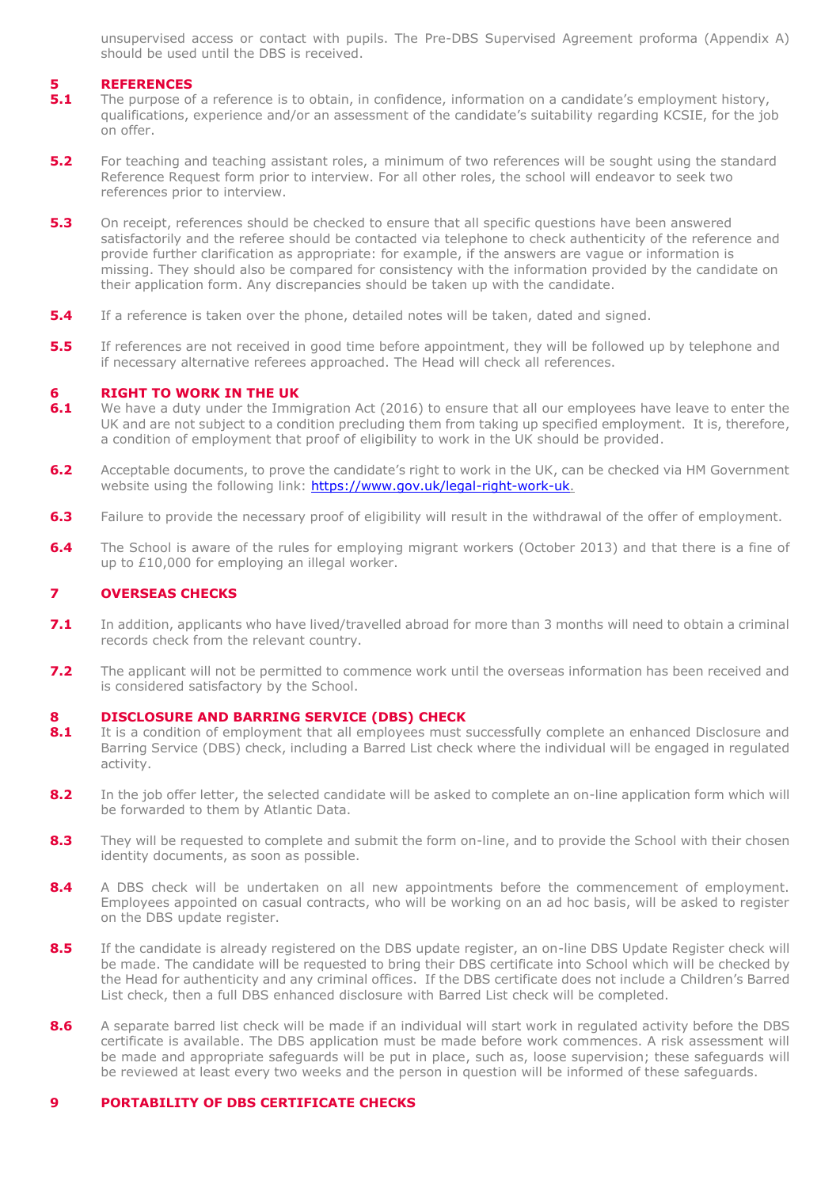unsupervised access or contact with pupils. The Pre-DBS Supervised Agreement proforma (Appendix A) should be used until the DBS is received.

## 5 REFERENCES

**5.1** The purpose of a reference is to obtain, in confidence, information on a candidate's employment history, qualifications, experience and/or an assessment of the candidate's suitability regarding KCSIE, for the job on offer.

**5.2** For teaching and teaching assistant roles, a minimum of two references will be sought using the standard Reference Request form prior to interview. For all other roles, the school will endeavor to seek two references prior to interview.

**5.3** On receipt, references should be checked to ensure that all specific questions have been answered satisfactorily and the referee should be contacted via telephone to check authenticity of the reference and provide further clarification as appropriate: for example, if the answers are vague or information is missing. They should also be compared for consistency with the information provided by the candidate on their application form. Any discrepancies should be taken up with the candidate.

**5.4** If a reference is taken over the phone, detailed notes will be taken, dated and signed.

**5.5** If references are not received in good time before appointment, they will be followed up by telephone and if necessary alternative referees approached. The Head will check all references.

## 6 RIGHT TO WORK IN THE UK

**6.1** We have a duty under the Immigration Act (2016) to ensure that all our employees have leave to enter the UK and are not subject to a condition precluding them from taking up specified employment. It is, therefore, a condition of employment that proof of eligibility to work in the UK should be provided.

**6.2** Acceptable documents, to prove the candidate's right to work in the UK, can be checked via HM Government website using the following link: https://www.gov.uk/legal-right-work-uk.

**6.3** Failure to provide the necessary proof of eligibility will result in the withdrawal of the offer of employment.

**6.4** The School is aware of the rules for employing migrant workers (October 2013) and that there is a fine of up to £10,000 for employing an illegal worker.

## 7 OVERSEAS CHECKS

**7.1** In addition, applicants who have lived/travelled abroad for more than 3 months will need to obtain a criminal records check from the relevant country.

**7.2** The applicant will not be permitted to commence work until the overseas information has been received and is considered satisfactory by the School.

## 8 DISCLOSURE AND BARRING SERVICE (DBS) CHECK

**8.1** It is a condition of employment that all employees must successfully complete an enhanced Disclosure and Barring Service (DBS) check, including a Barred List check where the individual will be engaged in regulated activity.

**8.2** In the job offer letter, the selected candidate will be asked to complete an on-line application form which will be forwarded to them by Atlantic Data.

**8.3** They will be requested to complete and submit the form on-line, and to provide the School with their chosen identity documents, as soon as possible.

**8.4** A DBS check will be undertaken on all new appointments before the commencement of employment. Employees appointed on casual contracts, who will be working on an ad hoc basis, will be asked to register on the DBS update register.

**8.5** If the candidate is already registered on the DBS update register, an on-line DBS Update Register check will be made. The candidate will be requested to bring their DBS certificate into School which will be checked by the Head for authenticity and any criminal offices. If the DBS certificate does not include a Children's Barred List check, then a full DBS enhanced disclosure with Barred List check will be completed.

**8.6** A separate barred list check will be made if an individual will start work in regulated activity before the DBS certificate is available. The DBS application must be made before work commences. A risk assessment will be made and appropriate safeguards will be put in place, such as, loose supervision; these safeguards will be reviewed at least every two weeks and the person in question will be informed of these safeguards.

## 9 PORTABILITY OF DBS CERTIFICATE CHECKS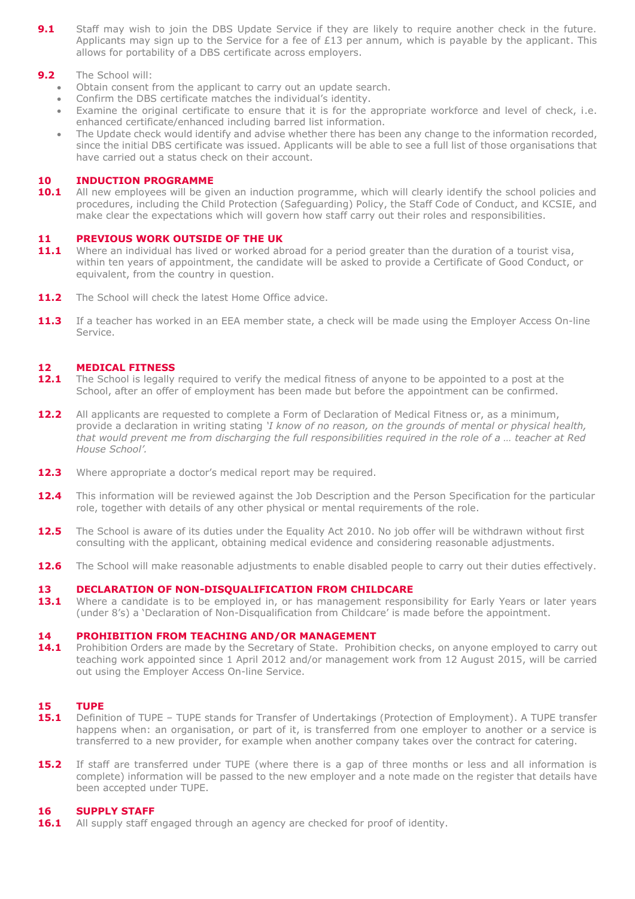**9.1** Staff may wish to join the DBS Update Service if they are likely to require another check in the future. Applicants may sign up to the Service for a fee of £13 per annum, which is payable by the applicant. This allows for portability of a DBS certificate across employers.

**9.2** The School will:

- Obtain consent from the applicant to carry out an update search.
- Confirm the DBS certificate matches the individual's identity.
- Examine the original certificate to ensure that it is for the appropriate workforce and level of check, i.e. enhanced certificate/enhanced including barred list information.
- The Update check would identify and advise whether there has been any change to the information recorded, since the initial DBS certificate was issued. Applicants will be able to see a full list of those organisations that have carried out a status check on their account.

## 10 INDUCTION PROGRAMME

**10.1** All new employees will be given an induction programme, which will clearly identify the school policies and procedures, including the Child Protection (Safeguarding) Policy, the Staff Code of Conduct, and KCSIE, and make clear the expectations which will govern how staff carry out their roles and responsibilities.

## 11 PREVIOUS WORK OUTSIDE OF THE UK

**11.1** Where an individual has lived or worked abroad for a period greater than the duration of a tourist visa, within ten years of appointment, the candidate will be asked to provide a Certificate of Good Conduct, or equivalent, from the country in question.

**11.2** The School will check the latest Home Office advice.

**11.3** If a teacher has worked in an EEA member state, a check will be made using the Employer Access On-line Service.

## 12 MEDICAL FITNESS

**12.1** The School is legally required to verify the medical fitness of anyone to be appointed to a post at the School, after an offer of employment has been made but before the appointment can be confirmed.

**12.2** All applicants are requested to complete a Form of Declaration of Medical Fitness or, as a minimum, provide a declaration in writing stating *'I know of no reason, on the grounds of mental or physical health, that would prevent me from discharging the full responsibilities required in the role of a … teacher at Red House School'.*

**12.3** Where appropriate a doctor's medical report may be required.

**12.4** This information will be reviewed against the Job Description and the Person Specification for the particular role, together with details of any other physical or mental requirements of the role.

**12.5** The School is aware of its duties under the Equality Act 2010. No job offer will be withdrawn without first consulting with the applicant, obtaining medical evidence and considering reasonable adjustments.

**12.6** The School will make reasonable adjustments to enable disabled people to carry out their duties effectively.

## 13 DECLARATION OF NON-DISQUALIFICATION FROM CHILDCARE

**13.1** Where a candidate is to be employed in, or has management responsibility for Early Years or later years (under 8's) a 'Declaration of Non-Disqualification from Childcare' is made before the appointment.

## 14 PROHIBITION FROM TEACHING AND/OR MANAGEMENT

**14.1** Prohibition Orders are made by the Secretary of State. Prohibition checks, on anyone employed to carry out teaching work appointed since 1 April 2012 and/or management work from 12 August 2015, will be carried out using the Employer Access On-line Service.

## 15 TUPE

**15.1** Definition of TUPE – TUPE stands for Transfer of Undertakings (Protection of Employment). A TUPE transfer happens when: an organisation, or part of it, is transferred from one employer to another or a service is transferred to a new provider, for example when another company takes over the contract for catering.

**15.2** If staff are transferred under TUPE (where there is a gap of three months or less and all information is complete) information will be passed to the new employer and a note made on the register that details have been accepted under TUPE.

## 16 SUPPLY STAFF

**16.1** All supply staff engaged through an agency are checked for proof of identity.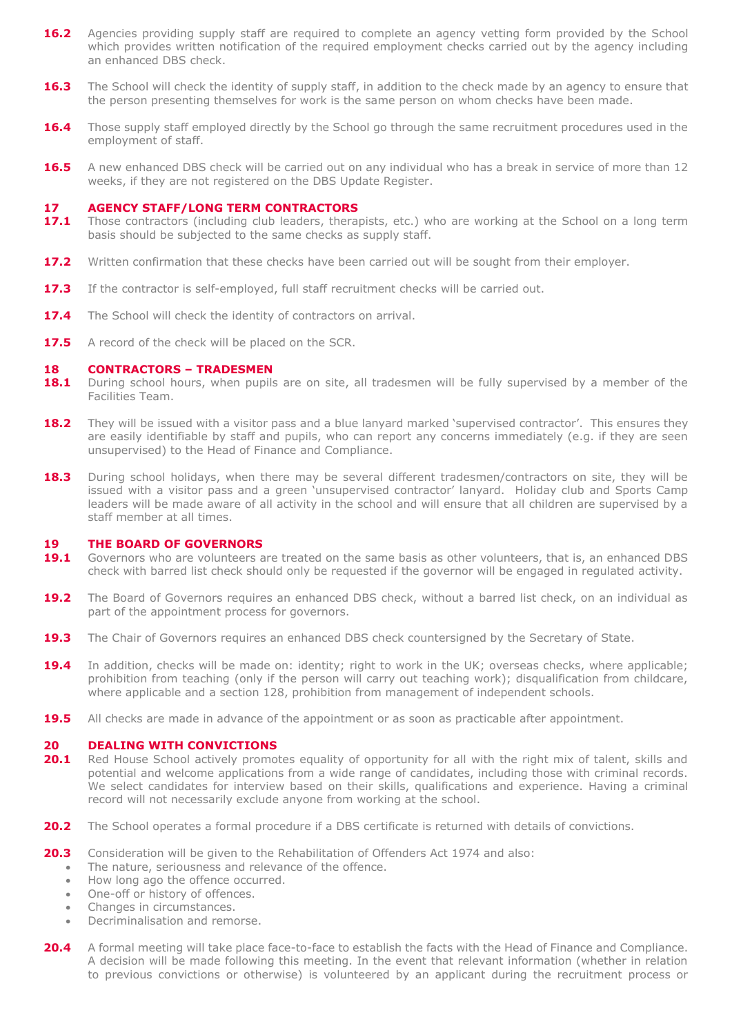**16.2** Agencies providing supply staff are required to complete an agency vetting form provided by the School which provides written notification of the required employment checks carried out by the agency including an enhanced DBS check.

**16.3** The School will check the identity of supply staff, in addition to the check made by an agency to ensure that the person presenting themselves for work is the same person on whom checks have been made.

**16.4** Those supply staff employed directly by the School go through the same recruitment procedures used in the employment of staff.

**16.5** A new enhanced DBS check will be carried out on any individual who has a break in service of more than 12 weeks, if they are not registered on the DBS Update Register.

## 17 AGENCY STAFF/LONG TERM CONTRACTORS

**17.1** Those contractors (including club leaders, therapists, etc.) who are working at the School on a long term basis should be subjected to the same checks as supply staff.

**17.2** Written confirmation that these checks have been carried out will be sought from their employer.

**17.3** If the contractor is self-employed, full staff recruitment checks will be carried out.

**17.4** The School will check the identity of contractors on arrival.

**17.5** A record of the check will be placed on the SCR.

## 18 CONTRACTORS – TRADESMEN

**18.1** During school hours, when pupils are on site, all tradesmen will be fully supervised by a member of the Facilities Team.

**18.2** They will be issued with a visitor pass and a blue lanyard marked 'supervised contractor'. This ensures they are easily identifiable by staff and pupils, who can report any concerns immediately (e.g. if they are seen unsupervised) to the Head of Finance and Compliance.

**18.3** During school holidays, when there may be several different tradesmen/contractors on site, they will be issued with a visitor pass and a green 'unsupervised contractor' lanyard. Holiday club and Sports Camp leaders will be made aware of all activity in the school and will ensure that all children are supervised by a staff member at all times.

## 19 THE BOARD OF GOVERNORS

**19.1** Governors who are volunteers are treated on the same basis as other volunteers, that is, an enhanced DBS check with barred list check should only be requested if the governor will be engaged in regulated activity.

**19.2** The Board of Governors requires an enhanced DBS check, without a barred list check, on an individual as part of the appointment process for governors.

**19.3** The Chair of Governors requires an enhanced DBS check countersigned by the Secretary of State.

**19.4** In addition, checks will be made on: identity; right to work in the UK; overseas checks, where applicable; prohibition from teaching (only if the person will carry out teaching work); disqualification from childcare, where applicable and a section 128, prohibition from management of independent schools.

**19.5** All checks are made in advance of the appointment or as soon as practicable after appointment.

## 20 DEALING WITH CONVICTIONS

**20.1** Red House School actively promotes equality of opportunity for all with the right mix of talent, skills and potential and welcome applications from a wide range of candidates, including those with criminal records. We select candidates for interview based on their skills, qualifications and experience. Having a criminal record will not necessarily exclude anyone from working at the school.

**20.2** The School operates a formal procedure if a DBS certificate is returned with details of convictions.

**20.3** Consideration will be given to the Rehabilitation of Offenders Act 1974 and also:

- The nature, seriousness and relevance of the offence.
- How long ago the offence occurred.
- One-off or history of offences.
- Changes in circumstances.
- Decriminalisation and remorse.

**20.4** A formal meeting will take place face-to-face to establish the facts with the Head of Finance and Compliance. A decision will be made following this meeting. In the event that relevant information (whether in relation to previous convictions or otherwise) is volunteered by an applicant during the recruitment process or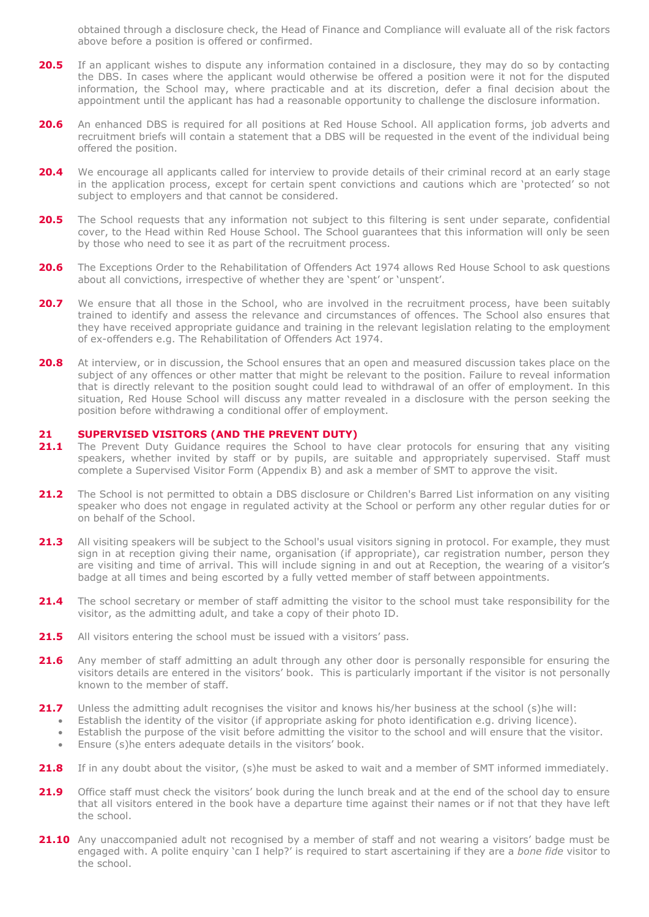obtained through a disclosure check, the Head of Finance and Compliance will evaluate all of the risk factors above before a position is offered or confirmed.

**20.5** If an applicant wishes to dispute any information contained in a disclosure, they may do so by contacting the DBS. In cases where the applicant would otherwise be offered a position were it not for the disputed information, the School may, where practicable and at its discretion, defer a final decision about the appointment until the applicant has had a reasonable opportunity to challenge the disclosure information.

**20.6** An enhanced DBS is required for all positions at Red House School. All application forms, job adverts and recruitment briefs will contain a statement that a DBS will be requested in the event of the individual being offered the position.

**20.4** We encourage all applicants called for interview to provide details of their criminal record at an early stage in the application process, except for certain spent convictions and cautions which are 'protected' so not subject to employers and that cannot be considered.

**20.5** The School requests that any information not subject to this filtering is sent under separate, confidential cover, to the Head within Red House School. The School guarantees that this information will only be seen by those who need to see it as part of the recruitment process.

**20.6** The Exceptions Order to the Rehabilitation of Offenders Act 1974 allows Red House School to ask questions about all convictions, irrespective of whether they are 'spent' or 'unspent'.

**20.7** We ensure that all those in the School, who are involved in the recruitment process, have been suitably trained to identify and assess the relevance and circumstances of offences. The School also ensures that they have received appropriate guidance and training in the relevant legislation relating to the employment of ex-offenders e.g. The Rehabilitation of Offenders Act 1974.

**20.8** At interview, or in discussion, the School ensures that an open and measured discussion takes place on the subject of any offences or other matter that might be relevant to the position. Failure to reveal information that is directly relevant to the position sought could lead to withdrawal of an offer of employment. In this situation, Red House School will discuss any matter revealed in a disclosure with the person seeking the position before withdrawing a conditional offer of employment.

## 21 SUPERVISED VISITORS (AND THE PREVENT DUTY)

**21.1** The Prevent Duty Guidance requires the School to have clear protocols for ensuring that any visiting speakers, whether invited by staff or by pupils, are suitable and appropriately supervised. Staff must complete a Supervised Visitor Form (Appendix B) and ask a member of SMT to approve the visit.

**21.2** The School is not permitted to obtain a DBS disclosure or Children's Barred List information on any visiting speaker who does not engage in regulated activity at the School or perform any other regular duties for or on behalf of the School.

**21.3** All visiting speakers will be subject to the School's usual visitors signing in protocol. For example, they must sign in at reception giving their name, organisation (if appropriate), car registration number, person they are visiting and time of arrival. This will include signing in and out at Reception, the wearing of a visitor's badge at all times and being escorted by a fully vetted member of staff between appointments.

**21.4** The school secretary or member of staff admitting the visitor to the school must take responsibility for the visitor, as the admitting adult, and take a copy of their photo ID.

**21.5** All visitors entering the school must be issued with a visitors' pass.

**21.6** Any member of staff admitting an adult through any other door is personally responsible for ensuring the visitors details are entered in the visitors' book. This is particularly important if the visitor is not personally known to the member of staff.

**21.7** Unless the admitting adult recognises the visitor and knows his/her business at the school (s)he will:

- Establish the identity of the visitor (if appropriate asking for photo identification e.g. driving licence).
- Establish the purpose of the visit before admitting the visitor to the school and will ensure that the visitor.
- Ensure (s)he enters adequate details in the visitors' book.

**21.8** If in any doubt about the visitor, (s)he must be asked to wait and a member of SMT informed immediately.

**21.9** Office staff must check the visitors' book during the lunch break and at the end of the school day to ensure that all visitors entered in the book have a departure time against their names or if not that they have left the school.

**21.10** Any unaccompanied adult not recognised by a member of staff and not wearing a visitors' badge must be engaged with. A polite enquiry 'can I help?' is required to start ascertaining if they are a *bone fide* visitor to the school.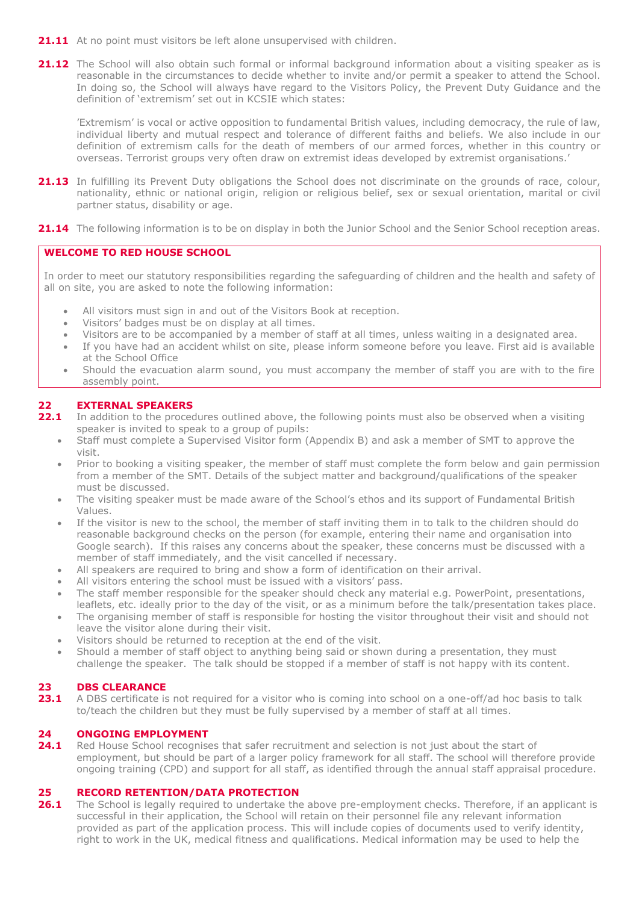**21.11** At no point must visitors be left alone unsupervised with children.

**21.12** The School will also obtain such formal or informal background information about a visiting speaker as is reasonable in the circumstances to decide whether to invite and/or permit a speaker to attend the School. In doing so, the School will always have regard to the Visitors Policy, the Prevent Duty Guidance and the definition of 'extremism' set out in KCSIE which states:

'Extremism' is vocal or active opposition to fundamental British values, including democracy, the rule of law, individual liberty and mutual respect and tolerance of different faiths and beliefs. We also include in our definition of extremism calls for the death of members of our armed forces, whether in this country or overseas. Terrorist groups very often draw on extremist ideas developed by extremist organisations.'

**21.13** In fulfilling its Prevent Duty obligations the School does not discriminate on the grounds of race, colour, nationality, ethnic or national origin, religion or religious belief, sex or sexual orientation, marital or civil partner status, disability or age.

**21.14** The following information is to be on display in both the Junior School and the Senior School reception areas.

**WELCOME TO RED HOUSE SCHOOL**

In order to meet our statutory responsibilities regarding the safeguarding of children and the health and safety of all on site, you are asked to note the following information:

- All visitors must sign in and out of the Visitors Book at reception.
- Visitors' badges must be on display at all times.
- Visitors are to be accompanied by a member of staff at all times, unless waiting in a designated area.
- If you have had an accident whilst on site, please inform someone before you leave. First aid is available at the School Office
- Should the evacuation alarm sound, you must accompany the member of staff you are with to the fire assembly point.

## 22 EXTERNAL SPEAKERS

**22.1** In addition to the procedures outlined above, the following points must also be observed when a visiting speaker is invited to speak to a group of pupils:

- Staff must complete a Supervised Visitor form (Appendix B) and ask a member of SMT to approve the visit.
- Prior to booking a visiting speaker, the member of staff must complete the form below and gain permission from a member of the SMT. Details of the subject matter and background/qualifications of the speaker must be discussed.
- The visiting speaker must be made aware of the School's ethos and its support of Fundamental British Values.
- If the visitor is new to the school, the member of staff inviting them in to talk to the children should do reasonable background checks on the person (for example, entering their name and organisation into Google search). If this raises any concerns about the speaker, these concerns must be discussed with a member of staff immediately, and the visit cancelled if necessary.
- All speakers are required to bring and show a form of identification on their arrival.
- All visitors entering the school must be issued with a visitors' pass.
- The staff member responsible for the speaker should check any material e.g. PowerPoint, presentations, leaflets, etc. ideally prior to the day of the visit, or as a minimum before the talk/presentation takes place.
- The organising member of staff is responsible for hosting the visitor throughout their visit and should not leave the visitor alone during their visit.
- Visitors should be returned to reception at the end of the visit.
- Should a member of staff object to anything being said or shown during a presentation, they must challenge the speaker. The talk should be stopped if a member of staff is not happy with its content.

## 23 DBS CLEARANCE

**23.1** A DBS certificate is not required for a visitor who is coming into school on a one-off/ad hoc basis to talk to/teach the children but they must be fully supervised by a member of staff at all times.

## 24 ONGOING EMPLOYMENT

**24.1** Red House School recognises that safer recruitment and selection is not just about the start of employment, but should be part of a larger policy framework for all staff. The school will therefore provide ongoing training (CPD) and support for all staff, as identified through the annual staff appraisal procedure.

## 25 RECORD RETENTION/DATA PROTECTION

**26.1** The School is legally required to undertake the above pre-employment checks. Therefore, if an applicant is successful in their application, the School will retain on their personnel file any relevant information provided as part of the application process. This will include copies of documents used to verify identity, right to work in the UK, medical fitness and qualifications. Medical information may be used to help the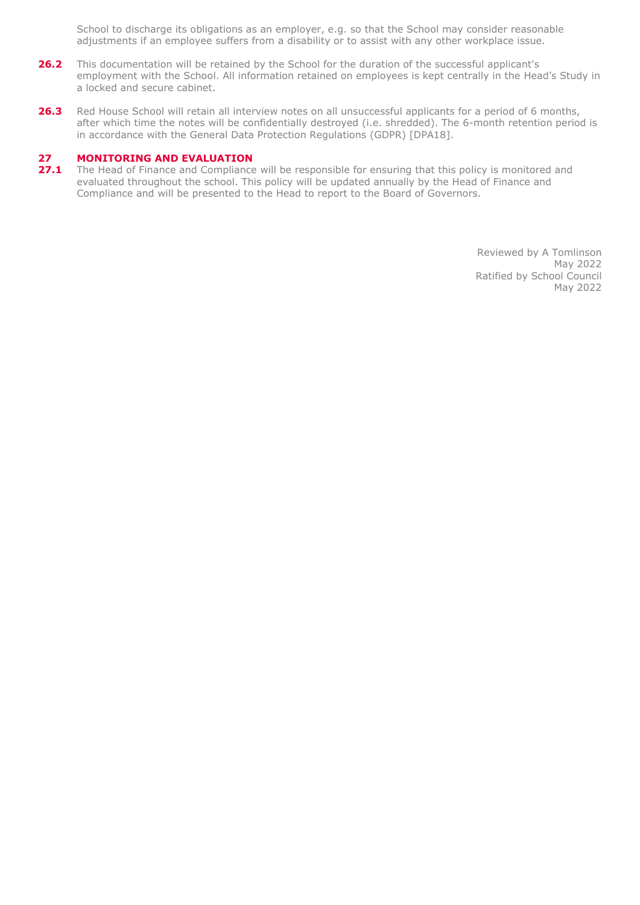School to discharge its obligations as an employer, e.g. so that the School may consider reasonable adjustments if an employee suffers from a disability or to assist with any other workplace issue.

**26.2** This documentation will be retained by the School for the duration of the successful applicant's employment with the School. All information retained on employees is kept centrally in the Head's Study in a locked and secure cabinet.

**26.3** Red House School will retain all interview notes on all unsuccessful applicants for a period of 6 months, after which time the notes will be confidentially destroyed (i.e. shredded). The 6-month retention period is in accordance with the General Data Protection Regulations (GDPR) [DPA18].

## 27 MONITORING AND EVALUATION

**27.1** The Head of Finance and Compliance will be responsible for ensuring that this policy is monitored and evaluated throughout the school. This policy will be updated annually by the Head of Finance and Compliance and will be presented to the Head to report to the Board of Governors.

Reviewed by A Tomlinson
May 2022
Ratified by School Council
May 2022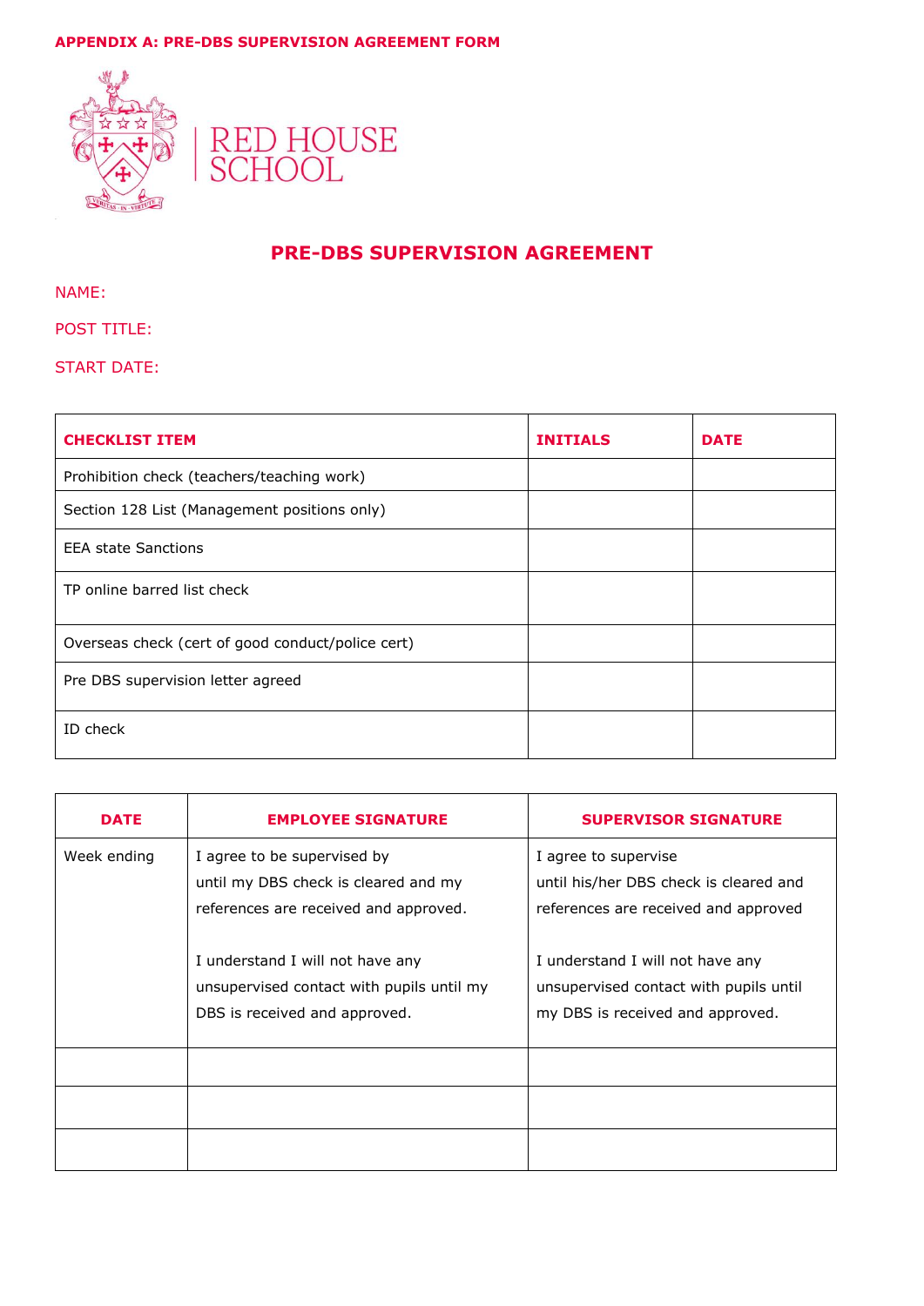**APPENDIX A: PRE-DBS SUPERVISION AGREEMENT FORM**

RED HOUSE SCHOOL

# PRE-DBS SUPERVISION AGREEMENT

NAME:

POST TITLE:

START DATE:

| CHECKLIST ITEM | INITIALS | DATE |
|---|---|---|
| Prohibition check (teachers/teaching work) | | |
| Section 128 List (Management positions only) | | |
| EEA state Sanctions | | |
| TP online barred list check | | |
| Overseas check (cert of good conduct/police cert) | | |
| Pre DBS supervision letter agreed | | |
| ID check | | |

| DATE | EMPLOYEE SIGNATURE | SUPERVISOR SIGNATURE |
|---|---|---|
| Week ending | I agree to be supervised by until my DBS check is cleared and my references are received and approved.<br><br>I understand I will not have any unsupervised contact with pupils until my DBS is received and approved. | I agree to supervise until his/her DBS check is cleared and references are received and approved<br><br>I understand I will not have any unsupervised contact with pupils until my DBS is received and approved. |
| | | |
| | | |
| | | |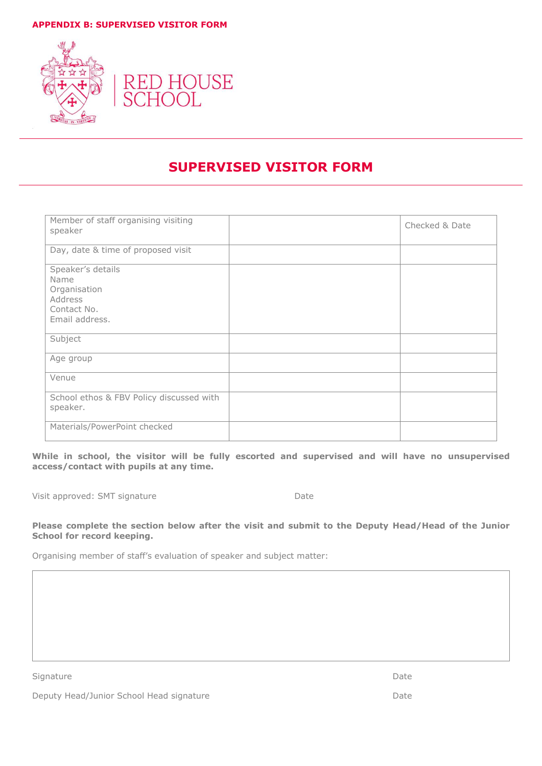**APPENDIX B: SUPERVISED VISITOR FORM**

RED HOUSE SCHOOL

# SUPERVISED VISITOR FORM

| | | |
|---|---|---|
| Member of staff organising visiting speaker | | Checked & Date |
| Day, date & time of proposed visit | | |
| Speaker's details<br>Name<br>Organisation<br>Address<br>Contact No.<br>Email address. | | |
| Subject | | |
| Age group | | |
| Venue | | |
| School ethos & FBV Policy discussed with speaker. | | |
| Materials/PowerPoint checked | | |

**While in school, the visitor will be fully escorted and supervised and will have no unsupervised access/contact with pupils at any time.**

Visit approved: SMT signature Date

**Please complete the section below after the visit and submit to the Deputy Head/Head of the Junior School for record keeping.**

Organising member of staff's evaluation of speaker and subject matter:

| |
|---|
| |

Signature Date

Deputy Head/Junior School Head signature Date